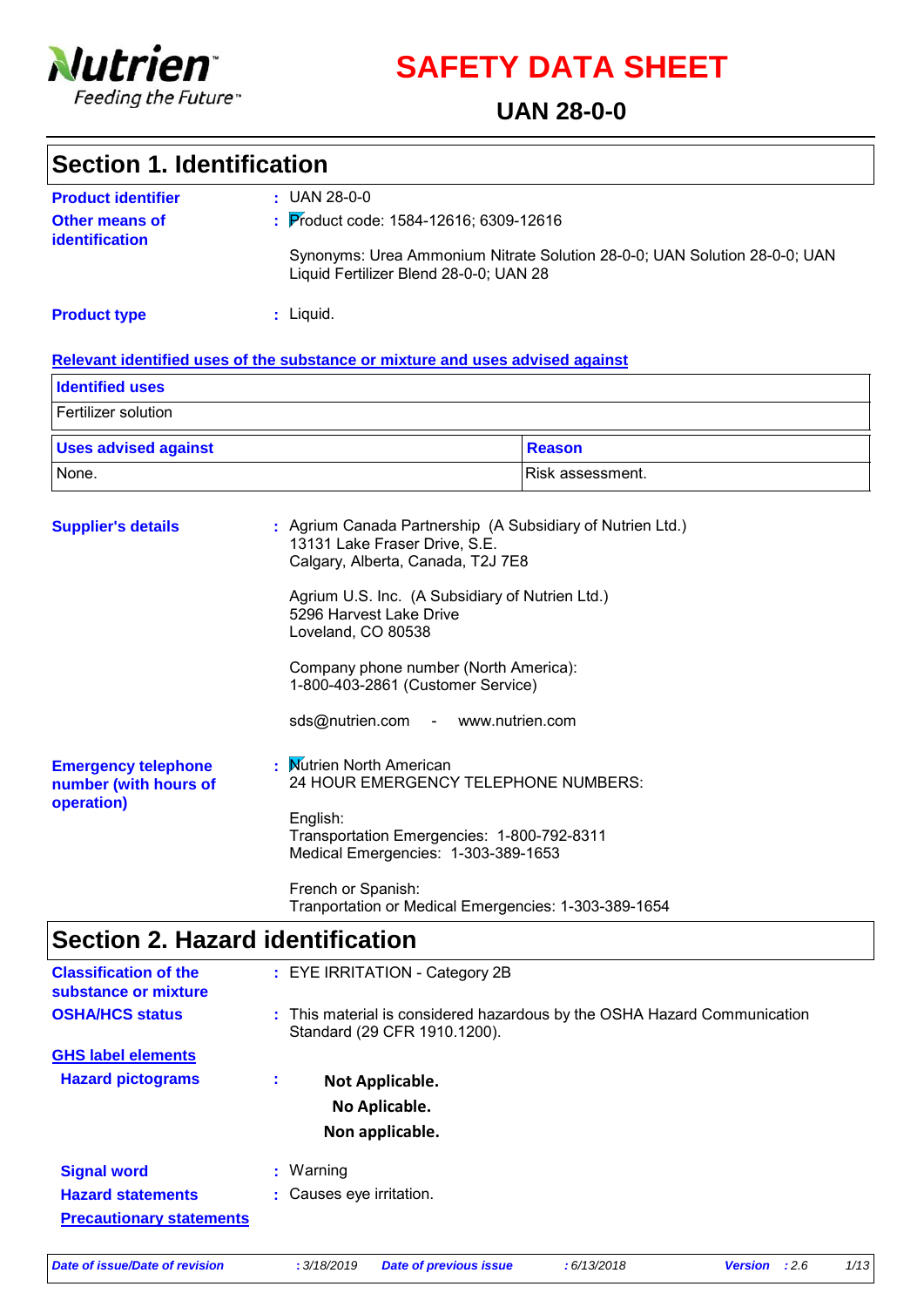Nutrien
Feeding the Future™

# SAFETY DATA SHEET

## UAN 28-0-0

## Section 1. Identification

**Product identifier** : UAN 28-0-0

**Other means of identification** : Product code: 1584-12616; 6309-12616

Synonyms: Urea Ammonium Nitrate Solution 28-0-0; UAN Solution 28-0-0; UAN Liquid Fertilizer Blend 28-0-0; UAN 28

**Product type** : Liquid.

**Relevant identified uses of the substance or mixture and uses advised against**

| Identified uses | |
|---|---|
| Fertilizer solution | |

| Uses advised against | Reason |
|---|---|
| None. | Risk assessment. |

**Supplier's details** : Agrium Canada Partnership (A Subsidiary of Nutrien Ltd.)
13131 Lake Fraser Drive, S.E.
Calgary, Alberta, Canada, T2J 7E8

Agrium U.S. Inc. (A Subsidiary of Nutrien Ltd.)
5296 Harvest Lake Drive
Loveland, CO 80538

Company phone number (North America):
1-800-403-2861 (Customer Service)

sds@nutrien.com - www.nutrien.com

**Emergency telephone number (with hours of operation)** : Nutrien North American
24 HOUR EMERGENCY TELEPHONE NUMBERS:

English:
Transportation Emergencies: 1-800-792-8311
Medical Emergencies: 1-303-389-1653

French or Spanish:
Tranportation or Medical Emergencies: 1-303-389-1654

## Section 2. Hazard identification

**Classification of the substance or mixture** : EYE IRRITATION - Category 2B

**OSHA/HCS status** : This material is considered hazardous by the OSHA Hazard Communication Standard (29 CFR 1910.1200).

**GHS label elements**

**Hazard pictograms** :

**Not Applicable.**
**No Aplicable.**
**Non applicable.**

**Signal word** : Warning

**Hazard statements** : Causes eye irritation.

**Precautionary statements**

*Date of issue/Date of revision* : 3/18/2019 *Date of previous issue* : 6/13/2018 *Version* : 2.6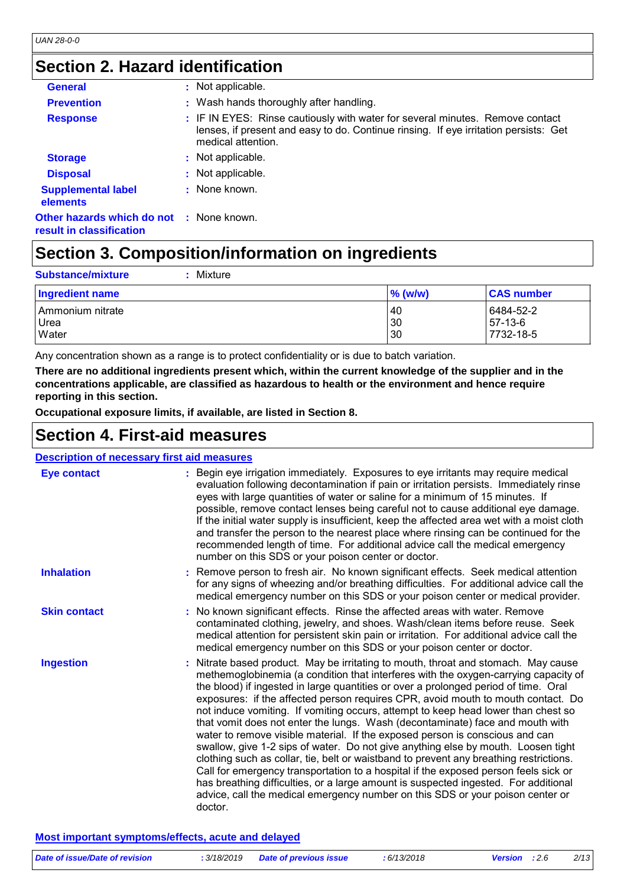## Section 2. Hazard identification

**General** : Not applicable.

**Prevention** : Wash hands thoroughly after handling.

**Response** : IF IN EYES: Rinse cautiously with water for several minutes. Remove contact lenses, if present and easy to do. Continue rinsing. If eye irritation persists: Get medical attention.

**Storage** : Not applicable.

**Disposal** : Not applicable.

**Supplemental label elements** : None known.

**Other hazards which do not result in classification** : None known.

## Section 3. Composition/information on ingredients

**Substance/mixture** : Mixture

| Ingredient name | % (w/w) | CAS number |
|---|---|---|
| Ammonium nitrate | 40 | 6484-52-2 |
| Urea | 30 | 57-13-6 |
| Water | 30 | 7732-18-5 |

Any concentration shown as a range is to protect confidentiality or is due to batch variation.

**There are no additional ingredients present which, within the current knowledge of the supplier and in the concentrations applicable, are classified as hazardous to health or the environment and hence require reporting in this section.**

**Occupational exposure limits, if available, are listed in Section 8.**

## Section 4. First-aid measures

### Description of necessary first aid measures

**Eye contact** : Begin eye irrigation immediately. Exposures to eye irritants may require medical evaluation following decontamination if pain or irritation persists. Immediately rinse eyes with large quantities of water or saline for a minimum of 15 minutes. If possible, remove contact lenses being careful not to cause additional eye damage. If the initial water supply is insufficient, keep the affected area wet with a moist cloth and transfer the person to the nearest place where rinsing can be continued for the recommended length of time. For additional advice call the medical emergency number on this SDS or your poison center or doctor.

**Inhalation** : Remove person to fresh air. No known significant effects. Seek medical attention for any signs of wheezing and/or breathing difficulties. For additional advice call the medical emergency number on this SDS or your poison center or medical provider.

**Skin contact** : No known significant effects. Rinse the affected areas with water. Remove contaminated clothing, jewelry, and shoes. Wash/clean items before reuse. Seek medical attention for persistent skin pain or irritation. For additional advice call the medical emergency number on this SDS or your poison center or doctor.

**Ingestion** : Nitrate based product. May be irritating to mouth, throat and stomach. May cause methemoglobinemia (a condition that interferes with the oxygen-carrying capacity of the blood) if ingested in large quantities or over a prolonged period of time. Oral exposures: if the affected person requires CPR, avoid mouth to mouth contact. Do not induce vomiting. If vomiting occurs, attempt to keep head lower than chest so that vomit does not enter the lungs. Wash (decontaminate) face and mouth with water to remove visible material. If the exposed person is conscious and can swallow, give 1-2 sips of water. Do not give anything else by mouth. Loosen tight clothing such as collar, tie, belt or waistband to prevent any breathing restrictions. Call for emergency transportation to a hospital if the exposed person feels sick or has breathing difficulties, or a large amount is suspected ingested. For additional advice, call the medical emergency number on this SDS or your poison center or doctor.

### Most important symptoms/effects, acute and delayed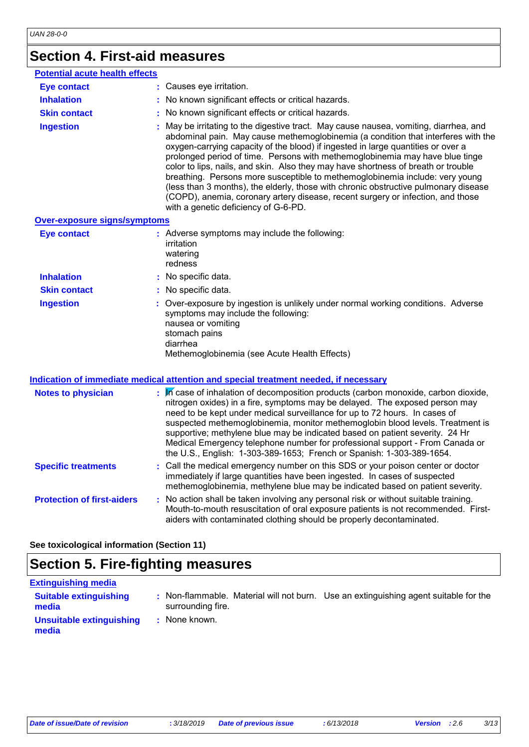# Section 4. First-aid measures

### Potential acute health effects

| | |
|---|---|
| **Eye contact** | : Causes eye irritation. |
| **Inhalation** | : No known significant effects or critical hazards. |
| **Skin contact** | : No known significant effects or critical hazards. |
| **Ingestion** | : May be irritating to the digestive tract. May cause nausea, vomiting, diarrhea, and abdominal pain. May cause methemoglobinemia (a condition that interferes with the oxygen-carrying capacity of the blood) if ingested in large quantities or over a prolonged period of time. Persons with methemoglobinemia may have blue tinge color to lips, nails, and skin. Also they may have shortness of breath or trouble breathing. Persons more susceptible to methemoglobinemia include: very young (less than 3 months), the elderly, those with chronic obstructive pulmonary disease (COPD), anemia, coronary artery disease, recent surgery or infection, and those with a genetic deficiency of G-6-PD. |

### Over-exposure signs/symptoms

| | |
|---|---|
| **Eye contact** | : Adverse symptoms may include the following:<br>irritation<br>watering<br>redness |
| **Inhalation** | : No specific data. |
| **Skin contact** | : No specific data. |
| **Ingestion** | : Over-exposure by ingestion is unlikely under normal working conditions. Adverse symptoms may include the following:<br>nausea or vomiting<br>stomach pains<br>diarrhea<br>Methemoglobinemia (see Acute Health Effects) |

### Indication of immediate medical attention and special treatment needed, if necessary

| | |
|---|---|
| **Notes to physician** | : In case of inhalation of decomposition products (carbon monoxide, carbon dioxide, nitrogen oxides) in a fire, symptoms may be delayed. The exposed person may need to be kept under medical surveillance for up to 72 hours. In cases of suspected methemoglobinemia, monitor methemoglobin blood levels. Treatment is supportive; methylene blue may be indicated based on patient severity. 24 Hr Medical Emergency telephone number for professional support - From Canada or the U.S., English: 1-303-389-1653; French or Spanish: 1-303-389-1654. |
| **Specific treatments** | : Call the medical emergency number on this SDS or your poison center or doctor immediately if large quantities have been ingested. In cases of suspected methemoglobinemia, methylene blue may be indicated based on patient severity. |
| **Protection of first-aiders** | : No action shall be taken involving any personal risk or without suitable training. Mouth-to-mouth resuscitation of oral exposure patients is not recommended. First-aiders with contaminated clothing should be properly decontaminated. |

**See toxicological information (Section 11)**

# Section 5. Fire-fighting measures

### Extinguishing media

| | |
|---|---|
| **Suitable extinguishing media** | : Non-flammable. Material will not burn. Use an extinguishing agent suitable for the surrounding fire. |
| **Unsuitable extinguishing media** | : None known. |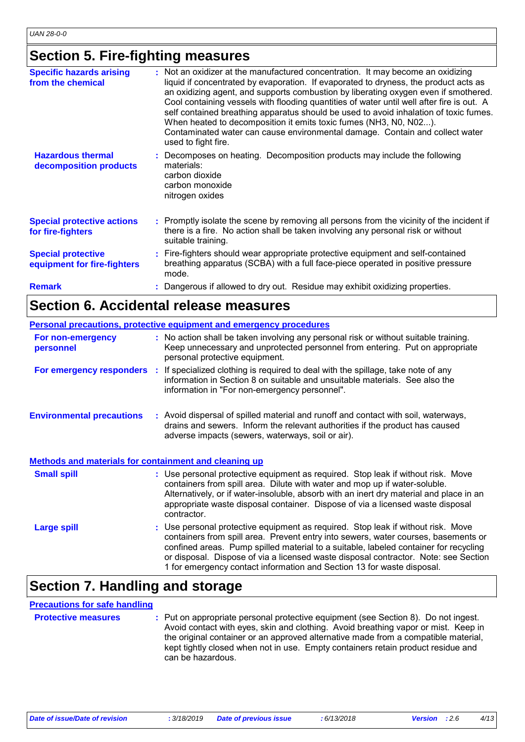## Section 5. Fire-fighting measures

**Specific hazards arising from the chemical** : Not an oxidizer at the manufactured concentration. It may become an oxidizing liquid if concentrated by evaporation. If evaporated to dryness, the product acts as an oxidizing agent, and supports combustion by liberating oxygen even if smothered. Cool containing vessels with flooding quantities of water until well after fire is out. A self contained breathing apparatus should be used to avoid inhalation of toxic fumes. When heated to decomposition it emits toxic fumes (NH3, N0, N02...). Contaminated water can cause environmental damage. Contain and collect water used to fight fire.

**Hazardous thermal decomposition products** : Decomposes on heating. Decomposition products may include the following materials:
carbon dioxide
carbon monoxide
nitrogen oxides

**Special protective actions for fire-fighters** : Promptly isolate the scene by removing all persons from the vicinity of the incident if there is a fire. No action shall be taken involving any personal risk or without suitable training.

**Special protective equipment for fire-fighters** : Fire-fighters should wear appropriate protective equipment and self-contained breathing apparatus (SCBA) with a full face-piece operated in positive pressure mode.

**Remark** : Dangerous if allowed to dry out. Residue may exhibit oxidizing properties.

## Section 6. Accidental release measures

### Personal precautions, protective equipment and emergency procedures

**For non-emergency personnel** : No action shall be taken involving any personal risk or without suitable training. Keep unnecessary and unprotected personnel from entering. Put on appropriate personal protective equipment.

**For emergency responders** : If specialized clothing is required to deal with the spillage, take note of any information in Section 8 on suitable and unsuitable materials. See also the information in "For non-emergency personnel".

**Environmental precautions** : Avoid dispersal of spilled material and runoff and contact with soil, waterways, drains and sewers. Inform the relevant authorities if the product has caused adverse impacts (sewers, waterways, soil or air).

### Methods and materials for containment and cleaning up

**Small spill** : Use personal protective equipment as required. Stop leak if without risk. Move containers from spill area. Dilute with water and mop up if water-soluble. Alternatively, or if water-insoluble, absorb with an inert dry material and place in an appropriate waste disposal container. Dispose of via a licensed waste disposal contractor.

**Large spill** : Use personal protective equipment as required. Stop leak if without risk. Move containers from spill area. Prevent entry into sewers, water courses, basements or confined areas. Pump spilled material to a suitable, labeled container for recycling or disposal. Dispose of via a licensed waste disposal contractor. Note: see Section 1 for emergency contact information and Section 13 for waste disposal.

## Section 7. Handling and storage

### Precautions for safe handling

**Protective measures** : Put on appropriate personal protective equipment (see Section 8). Do not ingest. Avoid contact with eyes, skin and clothing. Avoid breathing vapor or mist. Keep in the original container or an approved alternative made from a compatible material, kept tightly closed when not in use. Empty containers retain product residue and can be hazardous.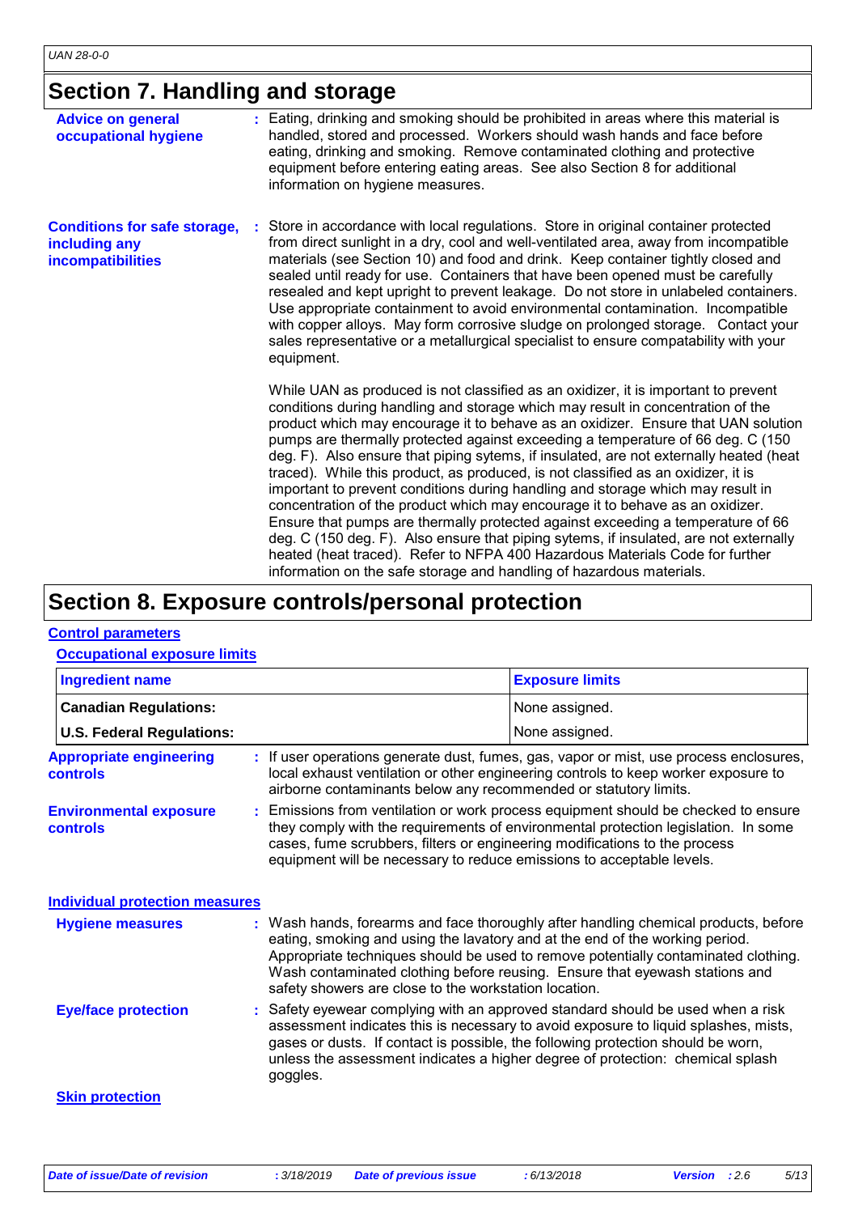## Section 7. Handling and storage

**Advice on general occupational hygiene** : Eating, drinking and smoking should be prohibited in areas where this material is handled, stored and processed. Workers should wash hands and face before eating, drinking and smoking. Remove contaminated clothing and protective equipment before entering eating areas. See also Section 8 for additional information on hygiene measures.

**Conditions for safe storage, including any incompatibilities** : Store in accordance with local regulations. Store in original container protected from direct sunlight in a dry, cool and well-ventilated area, away from incompatible materials (see Section 10) and food and drink. Keep container tightly closed and sealed until ready for use. Containers that have been opened must be carefully resealed and kept upright to prevent leakage. Do not store in unlabeled containers. Use appropriate containment to avoid environmental contamination. Incompatible with copper alloys. May form corrosive sludge on prolonged storage. Contact your sales representative or a metallurgical specialist to ensure compatability with your equipment.

While UAN as produced is not classified as an oxidizer, it is important to prevent conditions during handling and storage which may result in concentration of the product which may encourage it to behave as an oxidizer. Ensure that UAN solution pumps are thermally protected against exceeding a temperature of 66 deg. C (150 deg. F). Also ensure that piping sytems, if insulated, are not externally heated (heat traced). While this product, as produced, is not classified as an oxidizer, it is important to prevent conditions during handling and storage which may result in concentration of the product which may encourage it to behave as an oxidizer. Ensure that pumps are thermally protected against exceeding a temperature of 66 deg. C (150 deg. F). Also ensure that piping sytems, if insulated, are not externally heated (heat traced). Refer to NFPA 400 Hazardous Materials Code for further information on the safe storage and handling of hazardous materials.

## Section 8. Exposure controls/personal protection

### Control parameters

#### Occupational exposure limits

| Ingredient name | Exposure limits |
|---|---|
| **Canadian Regulations:** | None assigned. |
| **U.S. Federal Regulations:** | None assigned. |

**Appropriate engineering controls** : If user operations generate dust, fumes, gas, vapor or mist, use process enclosures, local exhaust ventilation or other engineering controls to keep worker exposure to airborne contaminants below any recommended or statutory limits.

**Environmental exposure controls** : Emissions from ventilation or work process equipment should be checked to ensure they comply with the requirements of environmental protection legislation. In some cases, fume scrubbers, filters or engineering modifications to the process equipment will be necessary to reduce emissions to acceptable levels.

### Individual protection measures

**Hygiene measures** : Wash hands, forearms and face thoroughly after handling chemical products, before eating, smoking and using the lavatory and at the end of the working period. Appropriate techniques should be used to remove potentially contaminated clothing. Wash contaminated clothing before reusing. Ensure that eyewash stations and safety showers are close to the workstation location.

**Eye/face protection** : Safety eyewear complying with an approved standard should be used when a risk assessment indicates this is necessary to avoid exposure to liquid splashes, mists, gases or dusts. If contact is possible, the following protection should be worn, unless the assessment indicates a higher degree of protection: chemical splash goggles.

#### Skin protection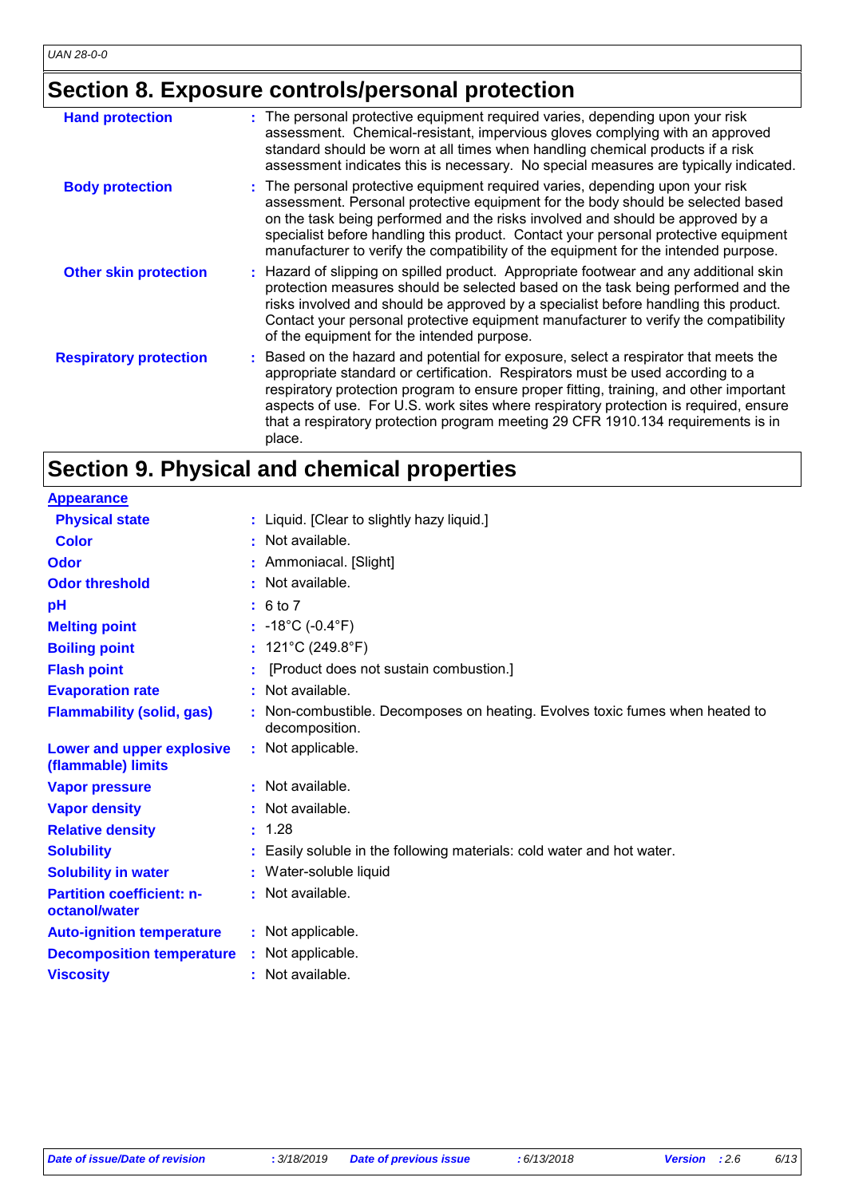## Section 8. Exposure controls/personal protection

| | |
|---|---|
| **Hand protection** | : The personal protective equipment required varies, depending upon your risk assessment. Chemical-resistant, impervious gloves complying with an approved standard should be worn at all times when handling chemical products if a risk assessment indicates this is necessary. No special measures are typically indicated. |
| **Body protection** | : The personal protective equipment required varies, depending upon your risk assessment. Personal protective equipment for the body should be selected based on the task being performed and the risks involved and should be approved by a specialist before handling this product. Contact your personal protective equipment manufacturer to verify the compatibility of the equipment for the intended purpose. |
| **Other skin protection** | : Hazard of slipping on spilled product. Appropriate footwear and any additional skin protection measures should be selected based on the task being performed and the risks involved and should be approved by a specialist before handling this product. Contact your personal protective equipment manufacturer to verify the compatibility of the equipment for the intended purpose. |
| **Respiratory protection** | : Based on the hazard and potential for exposure, select a respirator that meets the appropriate standard or certification. Respirators must be used according to a respiratory protection program to ensure proper fitting, training, and other important aspects of use. For U.S. work sites where respiratory protection is required, ensure that a respiratory protection program meeting 29 CFR 1910.134 requirements is in place. |

## Section 9. Physical and chemical properties

**Appearance**

| | |
|---|---|
| **Physical state** | : Liquid. [Clear to slightly hazy liquid.] |
| **Color** | : Not available. |
| **Odor** | : Ammoniacal. [Slight] |
| **Odor threshold** | : Not available. |
| **pH** | : 6 to 7 |
| **Melting point** | : -18°C (-0.4°F) |
| **Boiling point** | : 121°C (249.8°F) |
| **Flash point** | : [Product does not sustain combustion.] |
| **Evaporation rate** | : Not available. |
| **Flammability (solid, gas)** | : Non-combustible. Decomposes on heating. Evolves toxic fumes when heated to decomposition. |
| **Lower and upper explosive (flammable) limits** | : Not applicable. |
| **Vapor pressure** | : Not available. |
| **Vapor density** | : Not available. |
| **Relative density** | : 1.28 |
| **Solubility** | : Easily soluble in the following materials: cold water and hot water. |
| **Solubility in water** | : Water-soluble liquid |
| **Partition coefficient: n-octanol/water** | : Not available. |
| **Auto-ignition temperature** | : Not applicable. |
| **Decomposition temperature** | : Not applicable. |
| **Viscosity** | : Not available. |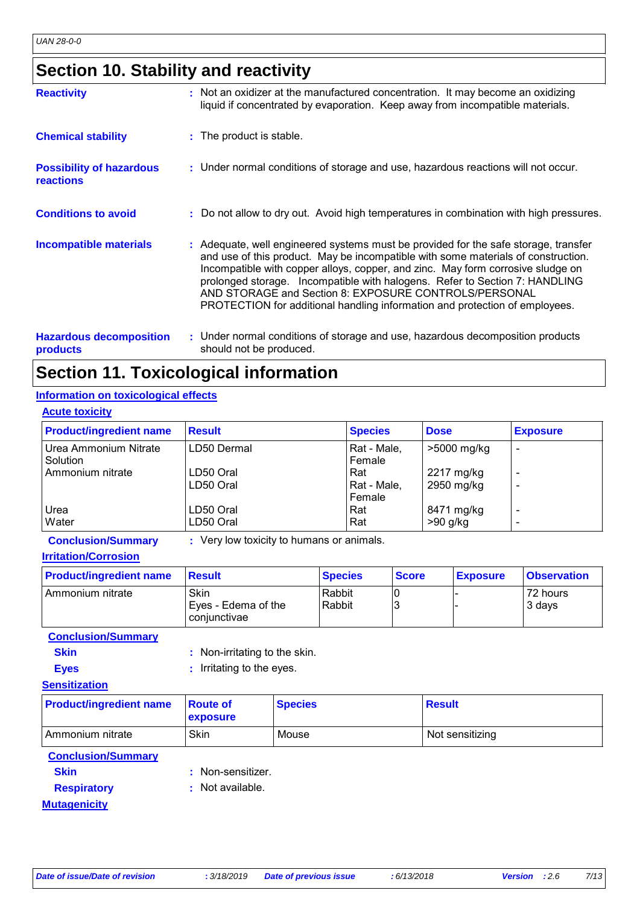## Section 10. Stability and reactivity

**Reactivity** : Not an oxidizer at the manufactured concentration. It may become an oxidizing liquid if concentrated by evaporation. Keep away from incompatible materials.

**Chemical stability** : The product is stable.

**Possibility of hazardous reactions** : Under normal conditions of storage and use, hazardous reactions will not occur.

**Conditions to avoid** : Do not allow to dry out. Avoid high temperatures in combination with high pressures.

**Incompatible materials** : Adequate, well engineered systems must be provided for the safe storage, transfer and use of this product. May be incompatible with some materials of construction. Incompatible with copper alloys, copper, and zinc. May form corrosive sludge on prolonged storage. Incompatible with halogens. Refer to Section 7: HANDLING AND STORAGE and Section 8: EXPOSURE CONTROLS/PERSONAL PROTECTION for additional handling information and protection of employees.

**Hazardous decomposition products** : Under normal conditions of storage and use, hazardous decomposition products should not be produced.

## Section 11. Toxicological information

### Information on toxicological effects

#### Acute toxicity

| Product/ingredient name | Result | Species | Dose | Exposure |
|---|---|---|---|---|
| Urea Ammonium Nitrate Solution | LD50 Dermal | Rat - Male, Female | >5000 mg/kg | - |
| Ammonium nitrate | LD50 Oral | Rat | 2217 mg/kg | - |
| | LD50 Oral | Rat - Male, Female | 2950 mg/kg | - |
| Urea | LD50 Oral | Rat | 8471 mg/kg | - |
| Water | LD50 Oral | Rat | >90 g/kg | - |

**Conclusion/Summary** : Very low toxicity to humans or animals.

#### Irritation/Corrosion

| Product/ingredient name | Result | Species | Score | Exposure | Observation |
|---|---|---|---|---|---|
| Ammonium nitrate | Skin | Rabbit | 0 | - | 72 hours |
| | Eyes - Edema of the conjunctivae | Rabbit | 3 | - | 3 days |

**Conclusion/Summary**

**Skin** : Non-irritating to the skin.

**Eyes** : Irritating to the eyes.

#### Sensitization

| Product/ingredient name | Route of exposure | Species | Result |
|---|---|---|---|
| Ammonium nitrate | Skin | Mouse | Not sensitizing |

**Conclusion/Summary**

**Skin** : Non-sensitizer.

**Respiratory** : Not available.

#### Mutagenicity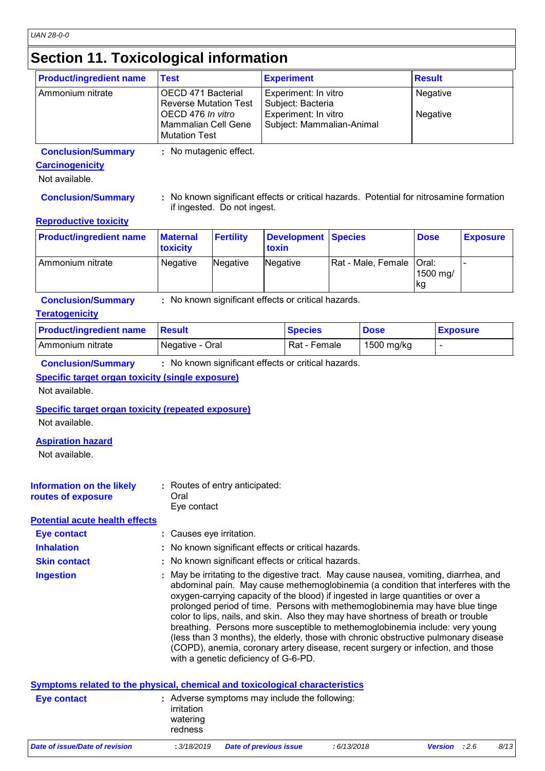# Section 11. Toxicological information

| Product/ingredient name | Test | Experiment | Result |
|---|---|---|---|
| Ammonium nitrate | OECD 471 Bacterial Reverse Mutation Test | Experiment: In vitro<br>Subject: Bacteria | Negative |
| | OECD 476 *In vitro* Mammalian Cell Gene Mutation Test | Experiment: In vitro<br>Subject: Mammalian-Animal | Negative |

**Conclusion/Summary** : No mutagenic effect.

### Carcinogenicity

Not available.

**Conclusion/Summary** : No known significant effects or critical hazards. Potential for nitrosamine formation if ingested. Do not ingest.

### Reproductive toxicity

| Product/ingredient name | Maternal toxicity | Fertility | Development toxin | Species | Dose | Exposure |
|---|---|---|---|---|---|---|
| Ammonium nitrate | Negative | Negative | Negative | Rat - Male, Female | Oral: 1500 mg/kg | - |

**Conclusion/Summary** : No known significant effects or critical hazards.

### Teratogenicity

| Product/ingredient name | Result | Species | Dose | Exposure |
|---|---|---|---|---|
| Ammonium nitrate | Negative - Oral | Rat - Female | 1500 mg/kg | - |

**Conclusion/Summary** : No known significant effects or critical hazards.

### Specific target organ toxicity (single exposure)

Not available.

### Specific target organ toxicity (repeated exposure)

Not available.

### Aspiration hazard

Not available.

**Information on the likely routes of exposure** : Routes of entry anticipated:
Oral
Eye contact

### Potential acute health effects

**Eye contact** : Causes eye irritation.

**Inhalation** : No known significant effects or critical hazards.

**Skin contact** : No known significant effects or critical hazards.

**Ingestion** : May be irritating to the digestive tract. May cause nausea, vomiting, diarrhea, and abdominal pain. May cause methemoglobinemia (a condition that interferes with the oxygen-carrying capacity of the blood) if ingested in large quantities or over a prolonged period of time. Persons with methemoglobinemia may have blue tinge color to lips, nails, and skin. Also they may have shortness of breath or trouble breathing. Persons more susceptible to methemoglobinemia include: very young (less than 3 months), the elderly, those with chronic obstructive pulmonary disease (COPD), anemia, coronary artery disease, recent surgery or infection, and those with a genetic deficiency of G-6-PD.

### Symptoms related to the physical, chemical and toxicological characteristics

**Eye contact** : Adverse symptoms may include the following:
irritation
watering
redness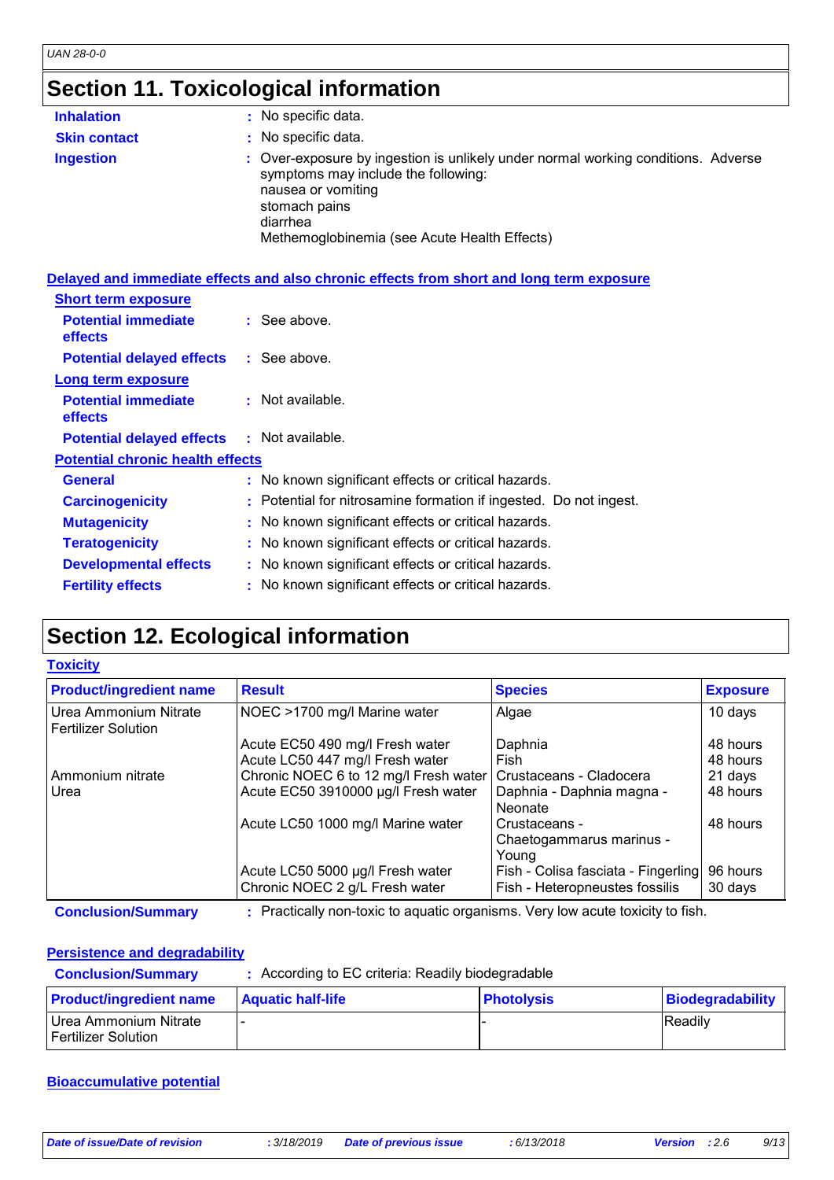## Section 11. Toxicological information

**Inhalation** : No specific data.

**Skin contact** : No specific data.

**Ingestion** : Over-exposure by ingestion is unlikely under normal working conditions. Adverse symptoms may include the following:
nausea or vomiting
stomach pains
diarrhea
Methemoglobinemia (see Acute Health Effects)

### Delayed and immediate effects and also chronic effects from short and long term exposure

**Short term exposure**

**Potential immediate effects** : See above.

**Potential delayed effects** : See above.

**Long term exposure**

**Potential immediate effects** : Not available.

**Potential delayed effects** : Not available.

**Potential chronic health effects**

**General** : No known significant effects or critical hazards.

**Carcinogenicity** : Potential for nitrosamine formation if ingested. Do not ingest.

**Mutagenicity** : No known significant effects or critical hazards.

**Teratogenicity** : No known significant effects or critical hazards.

**Developmental effects** : No known significant effects or critical hazards.

**Fertility effects** : No known significant effects or critical hazards.

## Section 12. Ecological information

### Toxicity

| Product/ingredient name | Result | Species | Exposure |
|---|---|---|---|
| Urea Ammonium Nitrate Fertilizer Solution | NOEC >1700 mg/l Marine water | Algae | 10 days |
| | Acute EC50 490 mg/l Fresh water | Daphnia | 48 hours |
| | Acute LC50 447 mg/l Fresh water | Fish | 48 hours |
| Ammonium nitrate | Chronic NOEC 6 to 12 mg/l Fresh water | Crustaceans - Cladocera | 21 days |
| Urea | Acute EC50 3910000 µg/l Fresh water | Daphnia - Daphnia magna - Neonate | 48 hours |
| | Acute LC50 1000 mg/l Marine water | Crustaceans - Chaetogammarus marinus - Young | 48 hours |
| | Acute LC50 5000 µg/l Fresh water | Fish - Colisa fasciata - Fingerling | 96 hours |
| | Chronic NOEC 2 g/L Fresh water | Fish - Heteropneustes fossilis | 30 days |

**Conclusion/Summary** : Practically non-toxic to aquatic organisms. Very low acute toxicity to fish.

### Persistence and degradability

**Conclusion/Summary** : According to EC criteria: Readily biodegradable

| Product/ingredient name | Aquatic half-life | Photolysis | Biodegradability |
|---|---|---|---|
| Urea Ammonium Nitrate Fertilizer Solution | - | - | Readily |

### Bioaccumulative potential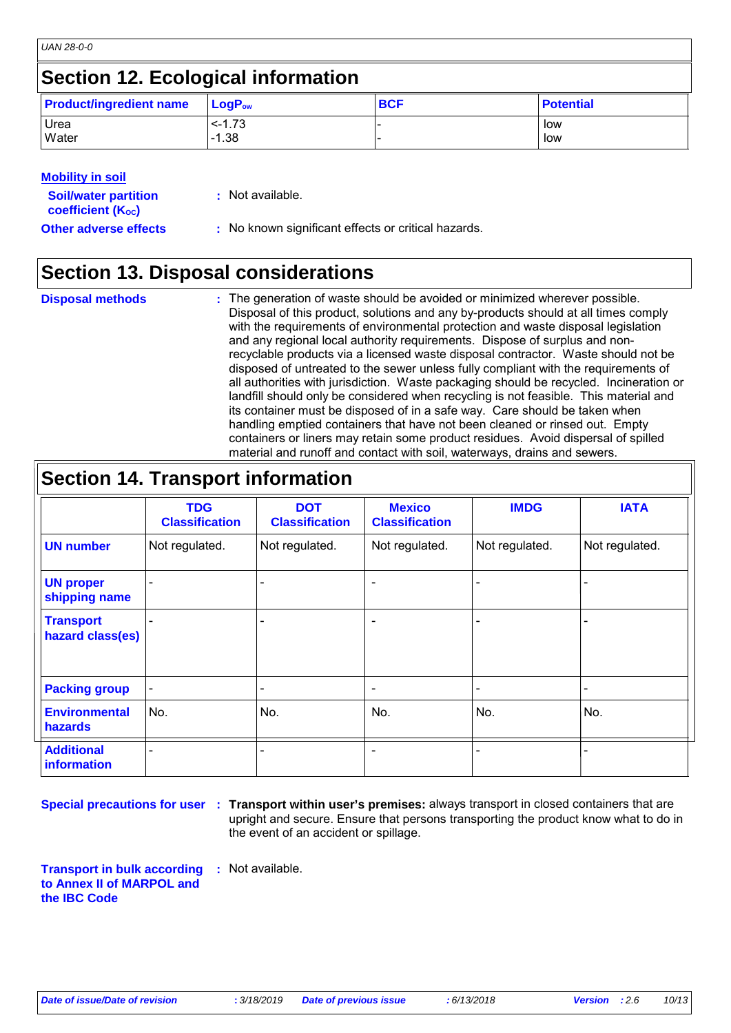## Section 12. Ecological information

| Product/ingredient name | $LogP_{ow}$ | BCF | Potential |
|---|---|---|---|
| Urea | <-1.73 | - | low |
| Water | -1.38 | - | low |

**Mobility in soil**

**Soil/water partition coefficient ($K_{OC}$)** : Not available.

**Other adverse effects** : No known significant effects or critical hazards.

## Section 13. Disposal considerations

**Disposal methods** : The generation of waste should be avoided or minimized wherever possible. Disposal of this product, solutions and any by-products should at all times comply with the requirements of environmental protection and waste disposal legislation and any regional local authority requirements. Dispose of surplus and non-recyclable products via a licensed waste disposal contractor. Waste should not be disposed of untreated to the sewer unless fully compliant with the requirements of all authorities with jurisdiction. Waste packaging should be recycled. Incineration or landfill should only be considered when recycling is not feasible. This material and its container must be disposed of in a safe way. Care should be taken when handling emptied containers that have not been cleaned or rinsed out. Empty containers or liners may retain some product residues. Avoid dispersal of spilled material and runoff and contact with soil, waterways, drains and sewers.

## Section 14. Transport information

| | TDG Classification | DOT Classification | Mexico Classification | IMDG | IATA |
|---|---|---|---|---|---|
| UN number | Not regulated. | Not regulated. | Not regulated. | Not regulated. | Not regulated. |
| UN proper shipping name | - | - | - | - | - |
| Transport hazard class(es) | - | - | - | - | - |
| Packing group | - | - | - | - | - |
| Environmental hazards | No. | No. | No. | No. | No. |
| Additional information | - | - | - | - | - |

**Special precautions for user** : **Transport within user's premises:** always transport in closed containers that are upright and secure. Ensure that persons transporting the product know what to do in the event of an accident or spillage.

**Transport in bulk according to Annex II of MARPOL and the IBC Code** : Not available.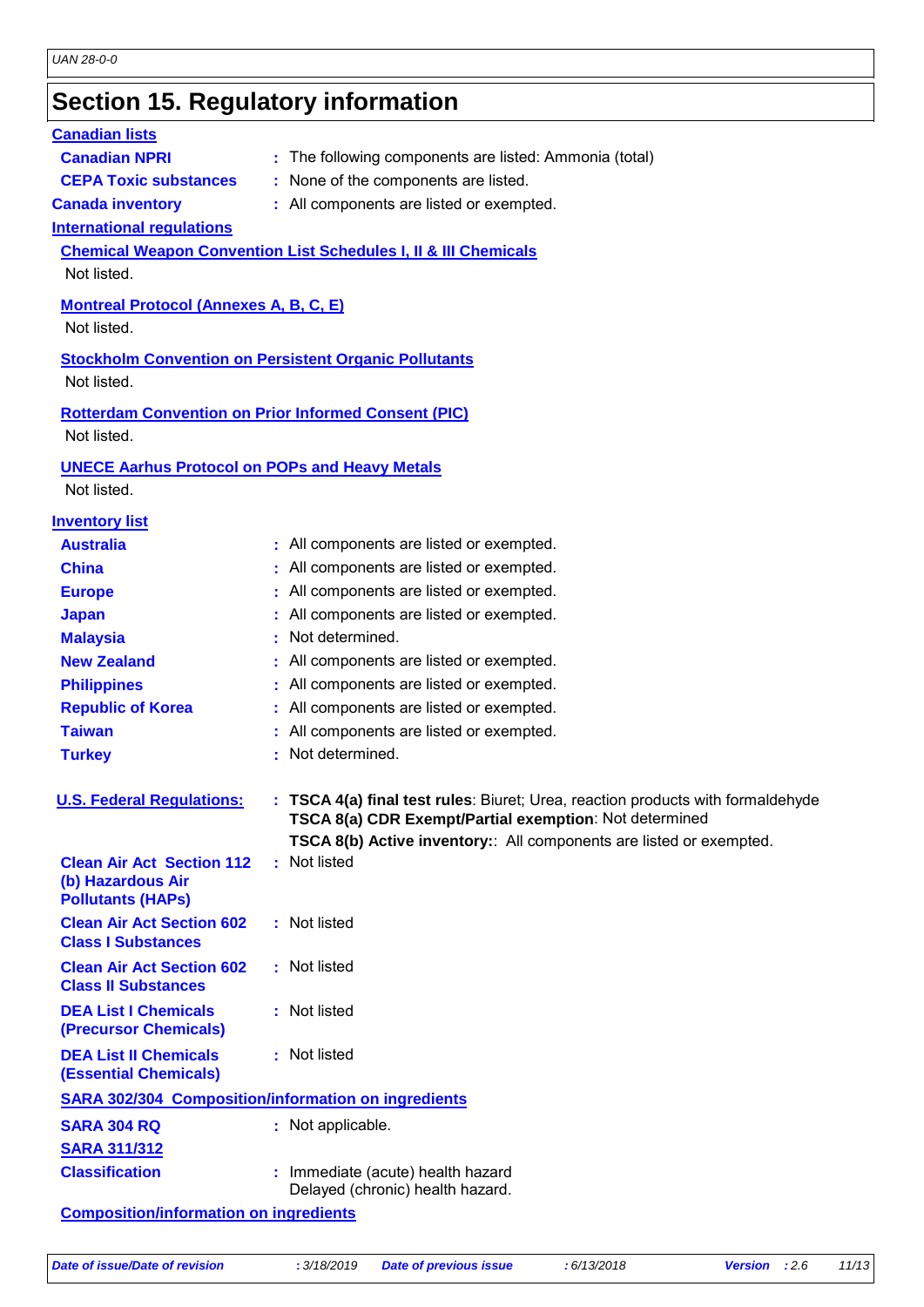## Section 15. Regulatory information

**Canadian lists**

| | |
|---|---|
| **Canadian NPRI** | : The following components are listed: Ammonia (total) |
| **CEPA Toxic substances** | : None of the components are listed. |
| **Canada inventory** | : All components are listed or exempted. |

**International regulations**

**Chemical Weapon Convention List Schedules I, II & III Chemicals**

Not listed.

**Montreal Protocol (Annexes A, B, C, E)**

Not listed.

**Stockholm Convention on Persistent Organic Pollutants**

Not listed.

**Rotterdam Convention on Prior Informed Consent (PIC)**

Not listed.

**UNECE Aarhus Protocol on POPs and Heavy Metals**

Not listed.

**Inventory list**

| | |
|---|---|
| **Australia** | : All components are listed or exempted. |
| **China** | : All components are listed or exempted. |
| **Europe** | : All components are listed or exempted. |
| **Japan** | : All components are listed or exempted. |
| **Malaysia** | : Not determined. |
| **New Zealand** | : All components are listed or exempted. |
| **Philippines** | : All components are listed or exempted. |
| **Republic of Korea** | : All components are listed or exempted. |
| **Taiwan** | : All components are listed or exempted. |
| **Turkey** | : Not determined. |

**U.S. Federal Regulations:** : **TSCA 4(a) final test rules**: Biuret; Urea, reaction products with formaldehyde
**TSCA 8(a) CDR Exempt/Partial exemption**: Not determined
**TSCA 8(b) Active inventory:**: All components are listed or exempted.

| | |
|---|---|
| **Clean Air Act Section 112 (b) Hazardous Air Pollutants (HAPs)** | : Not listed |
| **Clean Air Act Section 602 Class I Substances** | : Not listed |
| **Clean Air Act Section 602 Class II Substances** | : Not listed |
| **DEA List I Chemicals (Precursor Chemicals)** | : Not listed |
| **DEA List II Chemicals (Essential Chemicals)** | : Not listed |

**SARA 302/304 Composition/information on ingredients**

**SARA 304 RQ** : Not applicable.

**SARA 311/312**

**Classification** : Immediate (acute) health hazard
Delayed (chronic) health hazard.

**Composition/information on ingredients**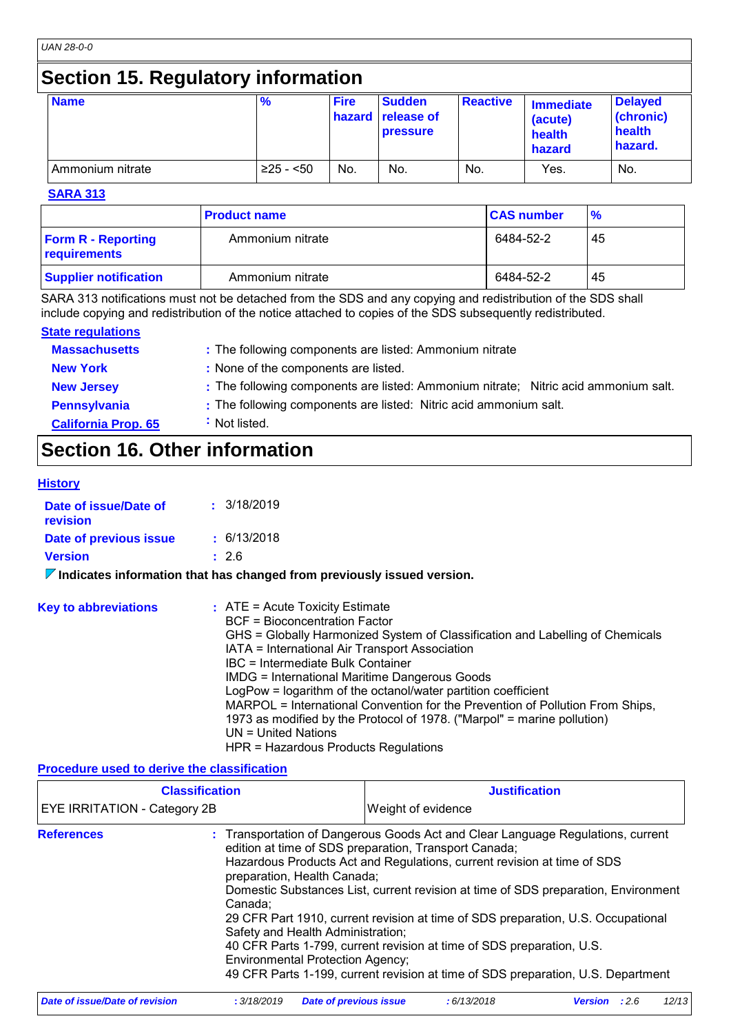## Section 15. Regulatory information

| Name | % | Fire hazard | Sudden release of pressure | Reactive | Immediate (acute) health hazard | Delayed (chronic) health hazard. |
|---|---|---|---|---|---|---|
| Ammonium nitrate | ≥25 - <50 | No. | No. | No. | Yes. | No. |

**SARA 313**

| | Product name | CAS number | % |
|---|---|---|---|
| **Form R - Reporting requirements** | Ammonium nitrate | 6484-52-2 | 45 |
| **Supplier notification** | Ammonium nitrate | 6484-52-2 | 45 |

SARA 313 notifications must not be detached from the SDS and any copying and redistribution of the SDS shall include copying and redistribution of the notice attached to copies of the SDS subsequently redistributed.

**State regulations**

**Massachusetts** : The following components are listed: Ammonium nitrate

**New York** : None of the components are listed.

**New Jersey** : The following components are listed: Ammonium nitrate; Nitric acid ammonium salt.

**Pennsylvania** : The following components are listed: Nitric acid ammonium salt.

**California Prop. 65** : Not listed.

## Section 16. Other information

**History**

**Date of issue/Date of revision** : 3/18/2019

**Date of previous issue** : 6/13/2018

**Version** : 2.6

**Indicates information that has changed from previously issued version.**

**Key to abbreviations** : ATE = Acute Toxicity Estimate
BCF = Bioconcentration Factor
GHS = Globally Harmonized System of Classification and Labelling of Chemicals
IATA = International Air Transport Association
IBC = Intermediate Bulk Container
IMDG = International Maritime Dangerous Goods
LogPow = logarithm of the octanol/water partition coefficient
MARPOL = International Convention for the Prevention of Pollution From Ships, 1973 as modified by the Protocol of 1978. ("Marpol" = marine pollution)
UN = United Nations
HPR = Hazardous Products Regulations

**Procedure used to derive the classification**

| Classification | Justification |
|---|---|
| EYE IRRITATION - Category 2B | Weight of evidence |

**References** : Transportation of Dangerous Goods Act and Clear Language Regulations, current edition at time of SDS preparation, Transport Canada;
Hazardous Products Act and Regulations, current revision at time of SDS preparation, Health Canada;
Domestic Substances List, current revision at time of SDS preparation, Environment Canada;
29 CFR Part 1910, current revision at time of SDS preparation, U.S. Occupational Safety and Health Administration;
40 CFR Parts 1-799, current revision at time of SDS preparation, U.S. Environmental Protection Agency;
49 CFR Parts 1-199, current revision at time of SDS preparation, U.S. Department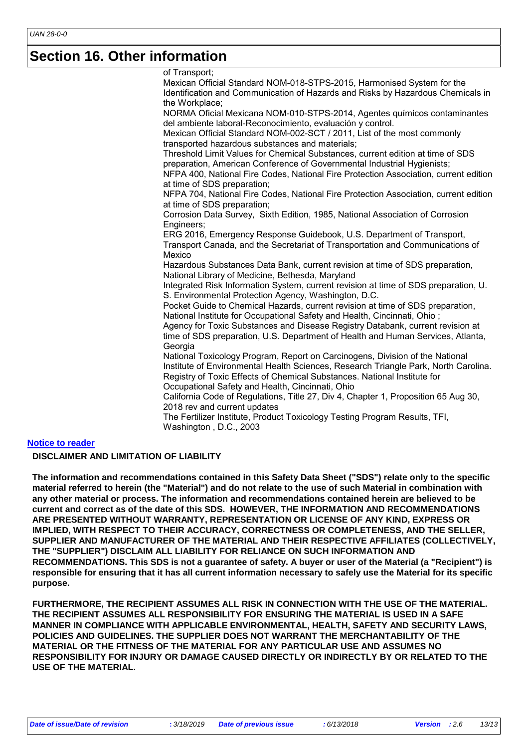# Section 16. Other information

of Transport;
Mexican Official Standard NOM-018-STPS-2015, Harmonised System for the Identification and Communication of Hazards and Risks by Hazardous Chemicals in the Workplace;
NORMA Oficial Mexicana NOM-010-STPS-2014, Agentes químicos contaminantes del ambiente laboral-Reconocimiento, evaluación y control.
Mexican Official Standard NOM-002-SCT / 2011, List of the most commonly transported hazardous substances and materials;
Threshold Limit Values for Chemical Substances, current edition at time of SDS preparation, American Conference of Governmental Industrial Hygienists;
NFPA 400, National Fire Codes, National Fire Protection Association, current edition at time of SDS preparation;
NFPA 704, National Fire Codes, National Fire Protection Association, current edition at time of SDS preparation;
Corrosion Data Survey, Sixth Edition, 1985, National Association of Corrosion Engineers;
ERG 2016, Emergency Response Guidebook, U.S. Department of Transport, Transport Canada, and the Secretariat of Transportation and Communications of Mexico
Hazardous Substances Data Bank, current revision at time of SDS preparation, National Library of Medicine, Bethesda, Maryland
Integrated Risk Information System, current revision at time of SDS preparation, U. S. Environmental Protection Agency, Washington, D.C.
Pocket Guide to Chemical Hazards, current revision at time of SDS preparation, National Institute for Occupational Safety and Health, Cincinnati, Ohio ;
Agency for Toxic Substances and Disease Registry Databank, current revision at time of SDS preparation, U.S. Department of Health and Human Services, Atlanta, Georgia
National Toxicology Program, Report on Carcinogens, Division of the National Institute of Environmental Health Sciences, Research Triangle Park, North Carolina.
Registry of Toxic Effects of Chemical Substances. National Institute for Occupational Safety and Health, Cincinnati, Ohio
California Code of Regulations, Title 27, Div 4, Chapter 1, Proposition 65 Aug 30, 2018 rev and current updates
The Fertilizer Institute, Product Toxicology Testing Program Results, TFI, Washington , D.C., 2003

## Notice to reader

**DISCLAIMER AND LIMITATION OF LIABILITY**

**The information and recommendations contained in this Safety Data Sheet ("SDS") relate only to the specific material referred to herein (the "Material") and do not relate to the use of such Material in combination with any other material or process. The information and recommendations contained herein are believed to be current and correct as of the date of this SDS. HOWEVER, THE INFORMATION AND RECOMMENDATIONS ARE PRESENTED WITHOUT WARRANTY, REPRESENTATION OR LICENSE OF ANY KIND, EXPRESS OR IMPLIED, WITH RESPECT TO THEIR ACCURACY, CORRECTNESS OR COMPLETENESS, AND THE SELLER, SUPPLIER AND MANUFACTURER OF THE MATERIAL AND THEIR RESPECTIVE AFFILIATES (COLLECTIVELY, THE "SUPPLIER") DISCLAIM ALL LIABILITY FOR RELIANCE ON SUCH INFORMATION AND RECOMMENDATIONS. This SDS is not a guarantee of safety. A buyer or user of the Material (a "Recipient") is responsible for ensuring that it has all current information necessary to safely use the Material for its specific purpose.**

**FURTHERMORE, THE RECIPIENT ASSUMES ALL RISK IN CONNECTION WITH THE USE OF THE MATERIAL. THE RECIPIENT ASSUMES ALL RESPONSIBILITY FOR ENSURING THE MATERIAL IS USED IN A SAFE MANNER IN COMPLIANCE WITH APPLICABLE ENVIRONMENTAL, HEALTH, SAFETY AND SECURITY LAWS, POLICIES AND GUIDELINES. THE SUPPLIER DOES NOT WARRANT THE MERCHANTABILITY OF THE MATERIAL OR THE FITNESS OF THE MATERIAL FOR ANY PARTICULAR USE AND ASSUMES NO RESPONSIBILITY FOR INJURY OR DAMAGE CAUSED DIRECTLY OR INDIRECTLY BY OR RELATED TO THE USE OF THE MATERIAL.**